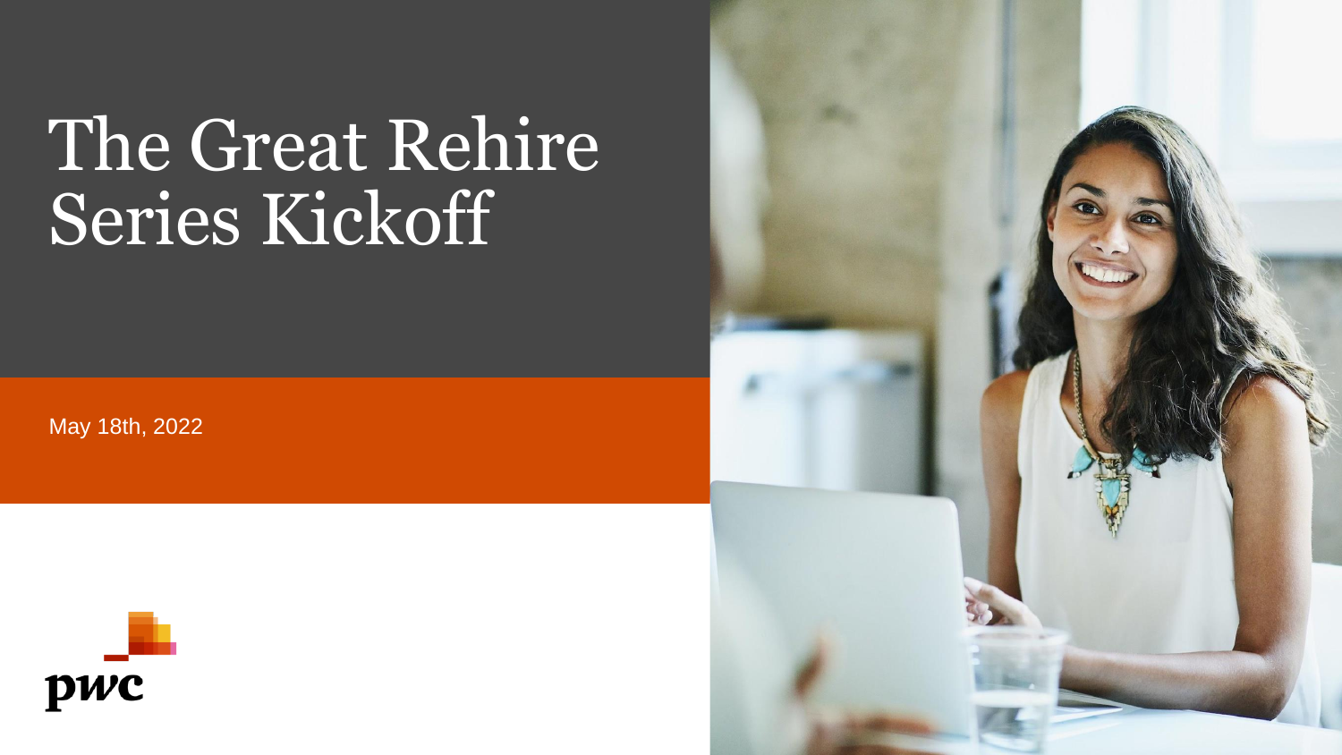# The Great Rehire Series Kickoff

May 18th, 2022

pwc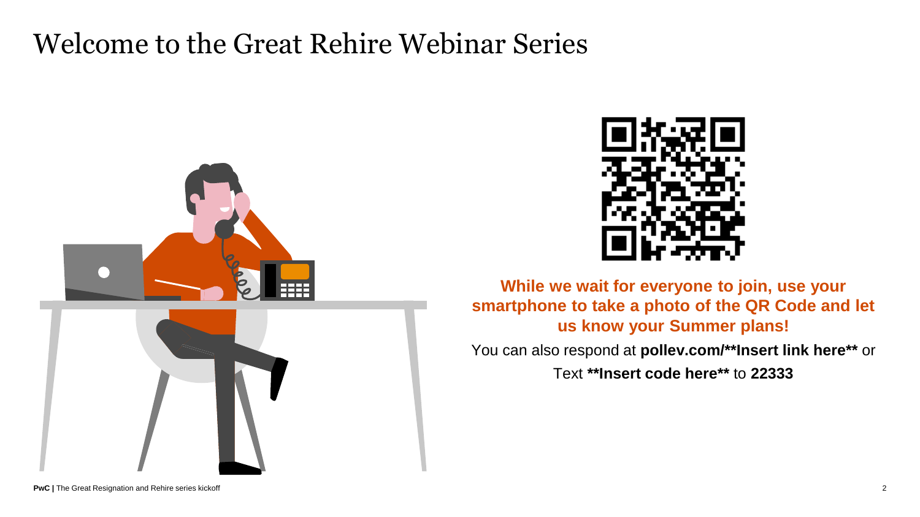# Welcome to the Great Rehire Webinar Series

**While we wait for everyone to join, use your smartphone to take a photo of the QR Code and let us know your Summer plans!**

You can also respond at **pollev.com/**Insert link here**** or

Text ****Insert code here**** to **22333**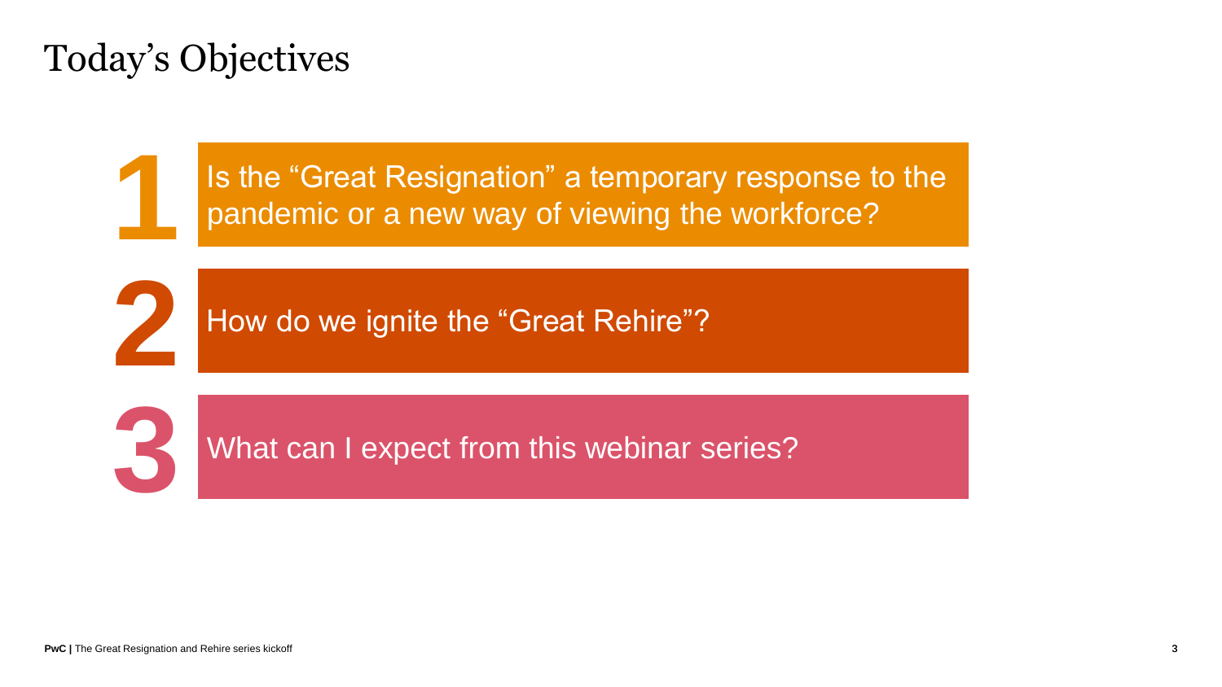# Today's Objectives

1. Is the "Great Resignation" a temporary response to the pandemic or a new way of viewing the workforce?
2. How do we ignite the "Great Rehire"?
3. What can I expect from this webinar series?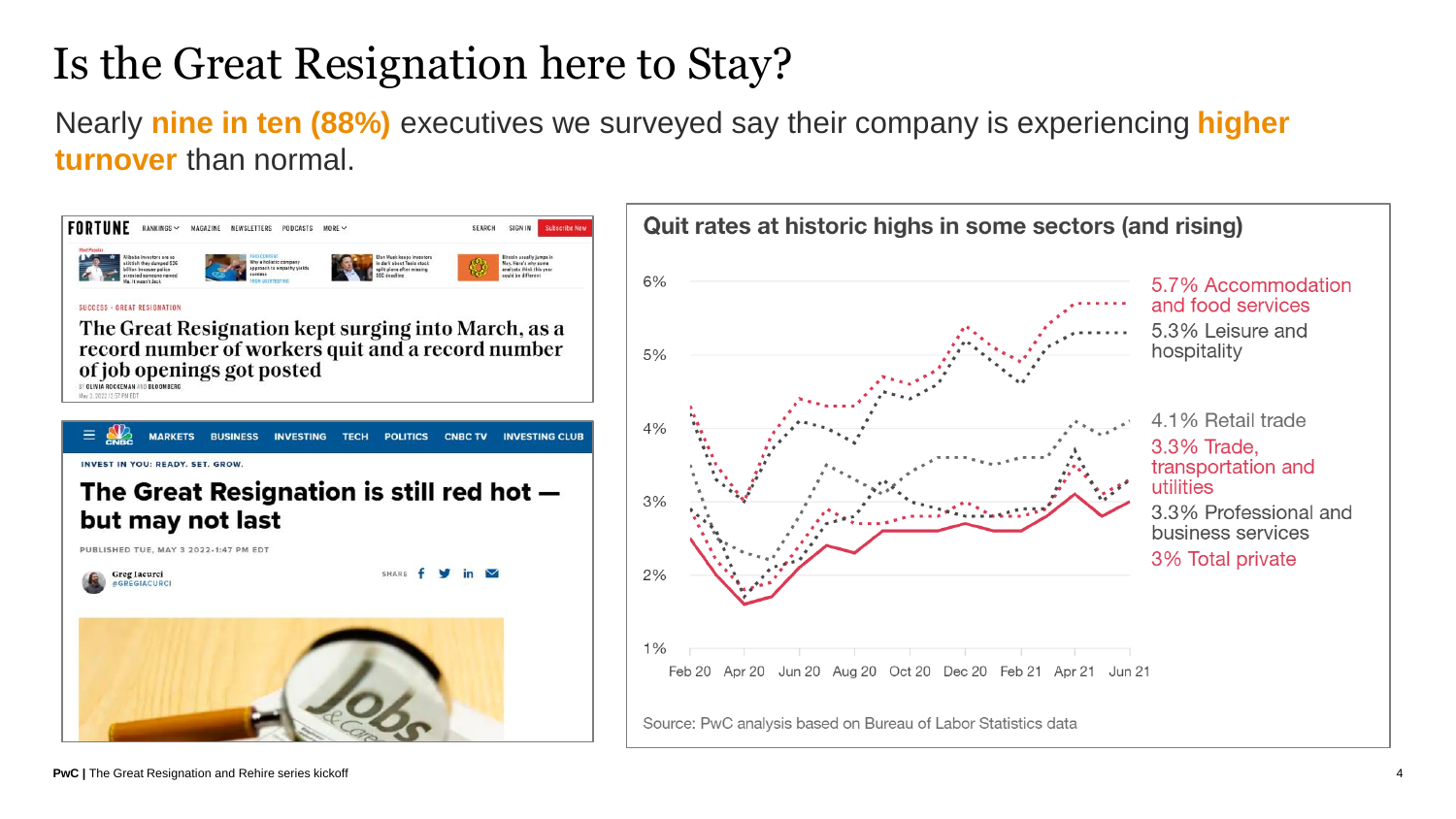# Is the Great Resignation here to Stay?

Nearly **nine in ten (88%)** executives we surveyed say their company is experiencing **higher turnover** than normal.

**FORTUNE**

SUCCESS · GREAT RESIGNATION

## The Great Resignation kept surging into March, as a record number of workers quit and a record number of job openings got posted

BY OLIVIA ROCKEMAN AND BLOOMBERG

**CNBC**

INVEST IN YOU: READY. SET. GROW.

## The Great Resignation is still red hot — but may not last

PUBLISHED TUE, MAY 3 2022-1:47 PM EDT

Greg Iacurci
@GREGIACURCI

### Quit rates at historic highs in some sectors (and rising)

- 5.7% Accommodation and food services
- 5.3% Leisure and hospitality
- 4.1% Retail trade
- 3.3% Trade, transportation and utilities
- 3.3% Professional and business services
- 3% Total private

Source: PwC analysis based on Bureau of Labor Statistics data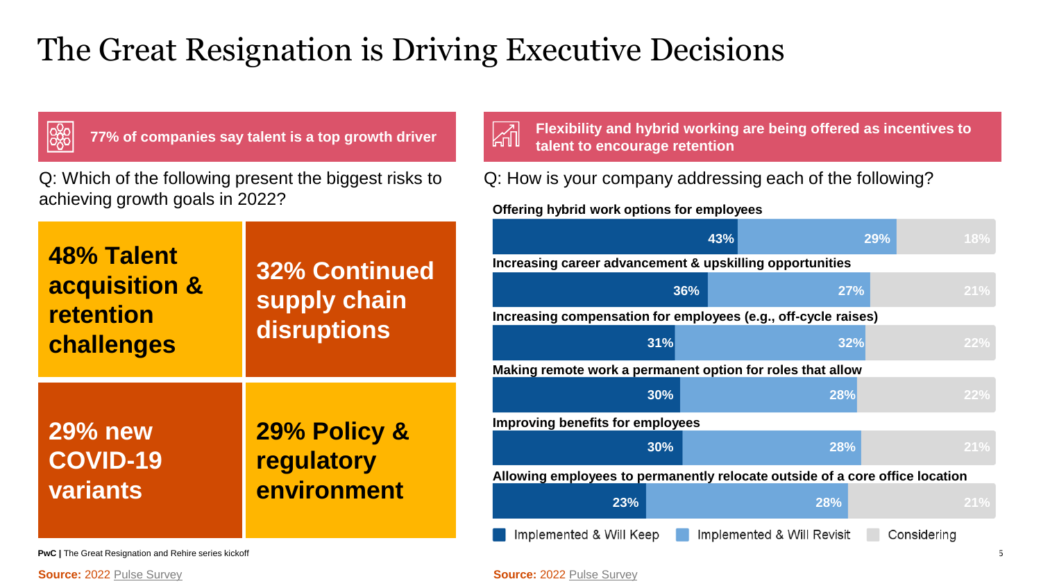# The Great Resignation is Driving Executive Decisions

**77% of companies say talent is a top growth driver**

Q: Which of the following present the biggest risks to achieving growth goals in 2022?

- **48% Talent acquisition & retention challenges**
- **32% Continued supply chain disruptions**
- **29% new COVID-19 variants**
- **29% Policy & regulatory environment**

Source: 2022 Pulse Survey

**Flexibility and hybrid working are being offered as incentives to talent to encourage retention**

Q: How is your company addressing each of the following?

| | Implemented & Will Keep | Implemented & Will Revisit | Considering |
|---|---|---|---|
| Offering hybrid work options for employees | 43% | 29% | 18% |
| Increasing career advancement & upskilling opportunities | 36% | 27% | 21% |
| Increasing compensation for employees (e.g., off-cycle raises) | 31% | 32% | 22% |
| Making remote work a permanent option for roles that allow | 30% | 28% | 22% |
| Improving benefits for employees | 30% | 28% | 21% |
| Allowing employees to permanently relocate outside of a core office location | 23% | 28% | 21% |

Source: 2022 Pulse Survey

**PwC** | The Great Resignation and Rehire series kickoff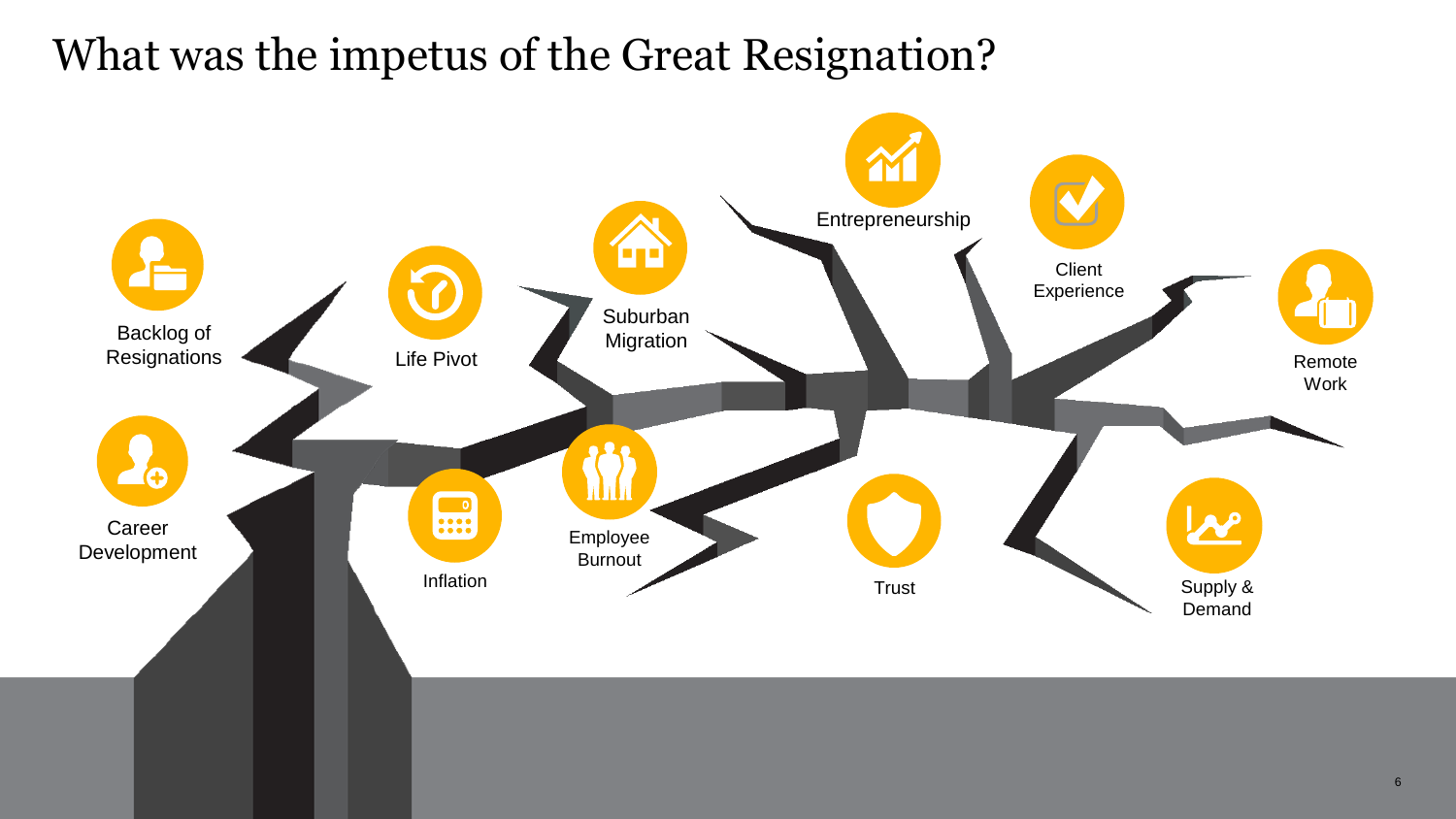# What was the impetus of the Great Resignation?

- Backlog of Resignations
- Career Development
- Life Pivot
- Inflation
- Suburban Migration
- Employee Burnout
- Entrepreneurship
- Trust
- Client Experience
- Remote Work
- Supply & Demand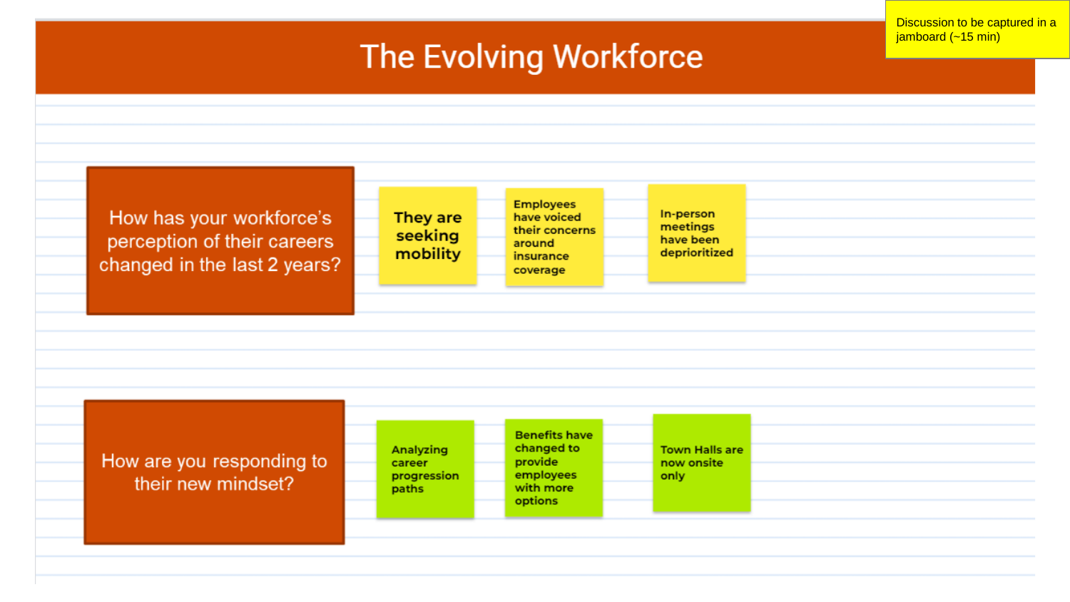Discussion to be captured in a jamboard (~15 min)

# The Evolving Workforce

**How has your workforce's perception of their careers changed in the last 2 years?**

- They are seeking mobility
- Employees have voiced their concerns around insurance coverage
- In-person meetings have been deprioritized

**How are you responding to their new mindset?**

- Analyzing career progression paths
- Benefits have changed to provide employees with more options
- Town Halls are now onsite only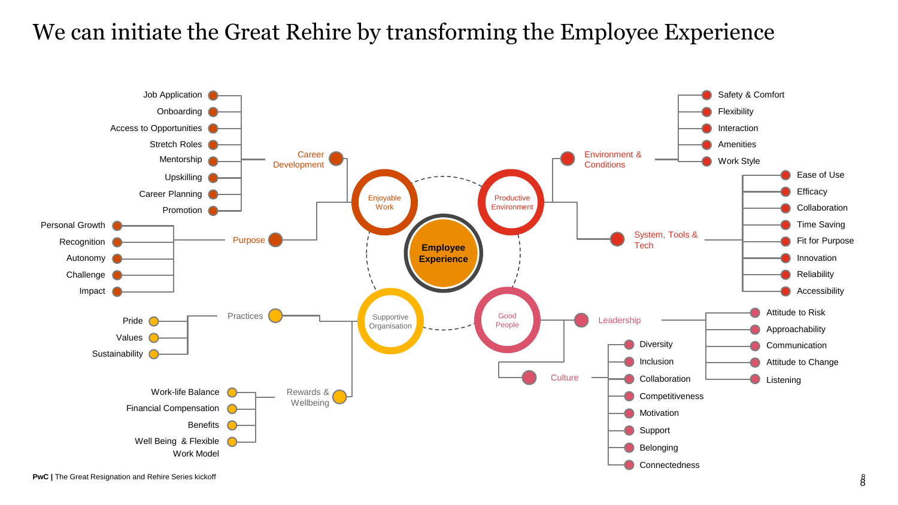# We can initiate the Great Rehire by transforming the Employee Experience

**Employee Experience**

## Enjoyable Work

- **Career Development**
  - Job Application
  - Onboarding
  - Access to Opportunities
  - Stretch Roles
  - Mentorship
  - Upskilling
  - Career Planning
  - Promotion
- **Purpose**
  - Personal Growth
  - Recognition
  - Autonomy
  - Challenge
  - Impact

## Productive Environment

- **Environment & Conditions**
  - Safety & Comfort
  - Flexibility
  - Interaction
  - Amenities
  - Work Style
- **System, Tools & Tech**
  - Ease of Use
  - Efficacy
  - Collaboration
  - Time Saving
  - Fit for Purpose
  - Innovation
  - Reliability
  - Accessibility

## Supportive Organisation

- **Practices**
  - Pride
  - Values
  - Sustainability
- **Rewards & Wellbeing**
  - Work-life Balance
  - Financial Compensation
  - Benefits
  - Well Being & Flexible Work Model

## Good People

- **Leadership**
  - Attitude to Risk
  - Approachability
  - Communication
  - Attitude to Change
  - Listening
- **Culture**
  - Diversity
  - Inclusion
  - Collaboration
  - Competitiveness
  - Motivation
  - Support
  - Belonging
  - Connectedness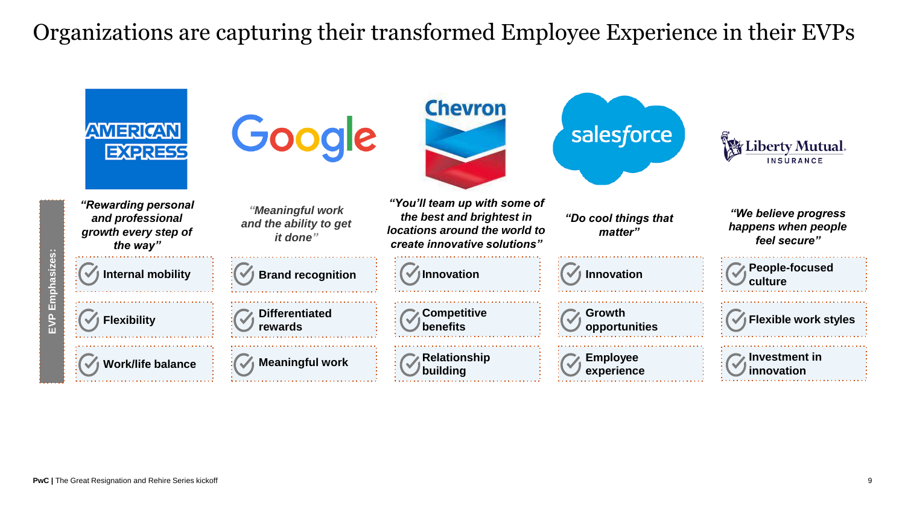# Organizations are capturing their transformed Employee Experience in their EVPs

| | American Express | Google | Chevron | Salesforce | Liberty Mutual Insurance |
|---|---|---|---|---|---|
| | *"Rewarding personal and professional growth every step of the way"* | *"Meaningful work and the ability to get it done"* | *"You'll team up with some of the best and brightest in locations around the world to create innovative solutions"* | *"Do cool things that matter"* | *"We believe progress happens when people feel secure"* |
| **EVP Emphasizes:** | **Internal mobility** | **Brand recognition** | **Innovation** | **Innovation** | **People-focused culture** |
| | **Flexibility** | **Differentiated rewards** | **Competitive benefits** | **Growth opportunities** | **Flexible work styles** |
| | **Work/life balance** | **Meaningful work** | **Relationship building** | **Employee experience** | **Investment in innovation** |

**PwC** | The Great Resignation and Rehire Series kickoff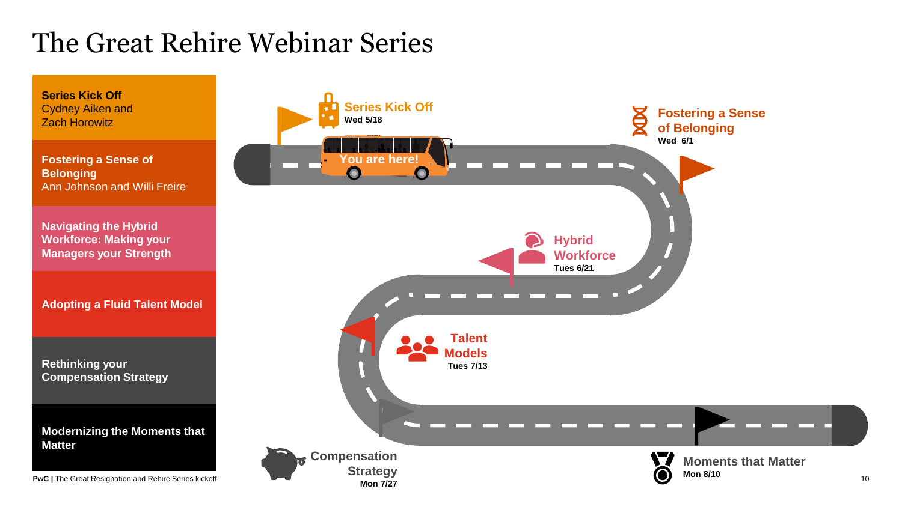# The Great Rehire Webinar Series

**Series Kick Off**
Cydney Aiken and Zach Horowitz

**Fostering a Sense of Belonging**
Ann Johnson and Willi Freire

**Navigating the Hybrid Workforce: Making your Managers your Strength**

**Adopting a Fluid Talent Model**

**Rethinking your Compensation Strategy**

**Modernizing the Moments that Matter**

**Series Kick Off**
**Wed 5/18**

You are here!

**Fostering a Sense of Belonging**
**Wed 6/1**

**Hybrid Workforce**
**Tues 6/21**

**Talent Models**
**Tues 7/13**

**Compensation Strategy**
**Mon 7/27**

**Moments that Matter**
**Mon 8/10**

**PwC** | The Great Resignation and Rehire Series kickoff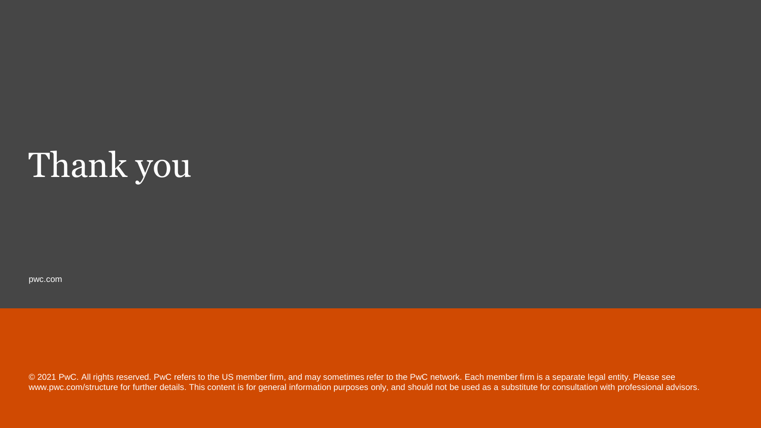# Thank you

pwc.com

© 2021 PwC. All rights reserved. PwC refers to the US member firm, and may sometimes refer to the PwC network. Each member firm is a separate legal entity. Please see www.pwc.com/structure for further details. This content is for general information purposes only, and should not be used as a substitute for consultation with professional advisors.